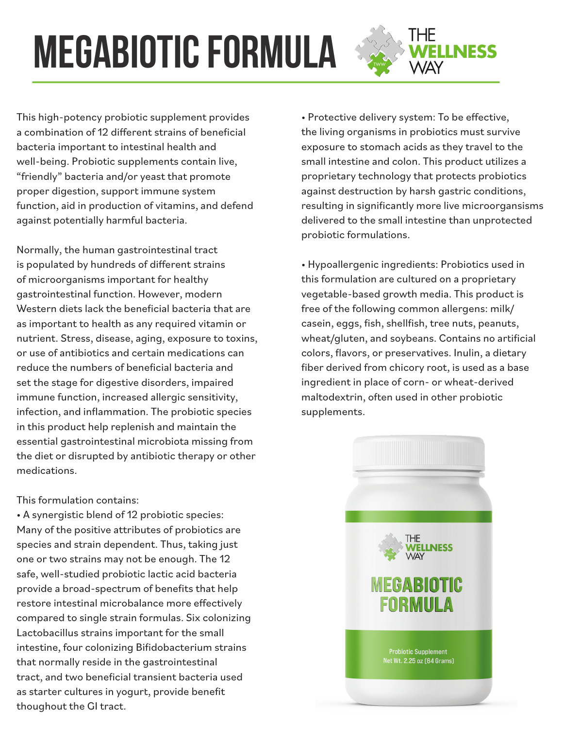# MEGABIOTIC FORMULA

THE WELLNESS WAY

This high-potency probiotic supplement provides a combination of 12 different strains of beneficial bacteria important to intestinal health and well-being. Probiotic supplements contain live, "friendly" bacteria and/or yeast that promote proper digestion, support immune system function, aid in production of vitamins, and defend against potentially harmful bacteria.

Normally, the human gastrointestinal tract is populated by hundreds of different strains of microorganisms important for healthy gastrointestinal function. However, modern Western diets lack the beneficial bacteria that are as important to health as any required vitamin or nutrient. Stress, disease, aging, exposure to toxins, or use of antibiotics and certain medications can reduce the numbers of beneficial bacteria and set the stage for digestive disorders, impaired immune function, increased allergic sensitivity, infection, and inflammation. The probiotic species in this product help replenish and maintain the essential gastrointestinal microbiota missing from the diet or disrupted by antibiotic therapy or other medications.

This formulation contains:

- A synergistic blend of 12 probiotic species: Many of the positive attributes of probiotics are species and strain dependent. Thus, taking just one or two strains may not be enough. The 12 safe, well-studied probiotic lactic acid bacteria provide a broad-spectrum of benefits that help restore intestinal microbalance more effectively compared to single strain formulas. Six colonizing Lactobacillus strains important for the small intestine, four colonizing Bifidobacterium strains that normally reside in the gastrointestinal tract, and two beneficial transient bacteria used as starter cultures in yogurt, provide benefit thoughout the GI tract.
- Protective delivery system: To be effective, the living organisms in probiotics must survive exposure to stomach acids as they travel to the small intestine and colon. This product utilizes a proprietary technology that protects probiotics against destruction by harsh gastric conditions, resulting in significantly more live microorgansisms delivered to the small intestine than unprotected probiotic formulations.
- Hypoallergenic ingredients: Probiotics used in this formulation are cultured on a proprietary vegetable-based growth media. This product is free of the following common allergens: milk/casein, eggs, fish, shellfish, tree nuts, peanuts, wheat/gluten, and soybeans. Contains no artificial colors, flavors, or preservatives. Inulin, a dietary fiber derived from chicory root, is used as a base ingredient in place of corn- or wheat-derived maltodextrin, often used in other probiotic supplements.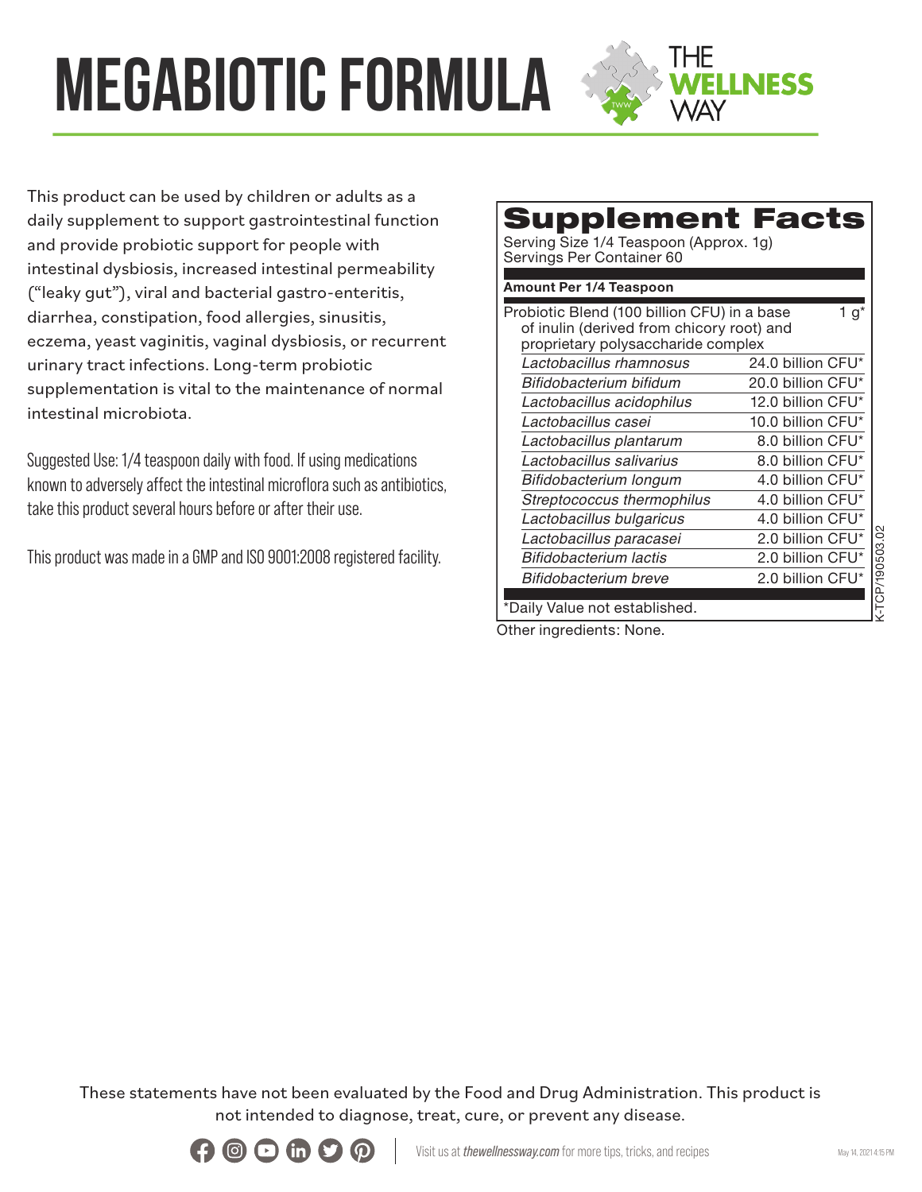# MEGABIOTIC FORMULA

THE WELLNESS WAY

This product can be used by children or adults as a daily supplement to support gastrointestinal function and provide probiotic support for people with intestinal dysbiosis, increased intestinal permeability ("leaky gut"), viral and bacterial gastro-enteritis, diarrhea, constipation, food allergies, sinusitis, eczema, yeast vaginitis, vaginal dysbiosis, or recurrent urinary tract infections. Long-term probiotic supplementation is vital to the maintenance of normal intestinal microbiota.

Suggested Use: 1/4 teaspoon daily with food. If using medications known to adversely affect the intestinal microflora such as antibiotics, take this product several hours before or after their use.

This product was made in a GMP and ISO 9001:2008 registered facility.

## Supplement Facts

Serving Size 1/4 Teaspoon (Approx. 1g)
Servings Per Container 60

| Amount Per 1/4 Teaspoon | |
|---|---|
| Probiotic Blend (100 billion CFU) in a base of inulin (derived from chicory root) and proprietary polysaccharide complex | 1 g* |
| *Lactobacillus rhamnosus* | 24.0 billion CFU* |
| *Bifidobacterium bifidum* | 20.0 billion CFU* |
| *Lactobacillus acidophilus* | 12.0 billion CFU* |
| *Lactobacillus casei* | 10.0 billion CFU* |
| *Lactobacillus plantarum* | 8.0 billion CFU* |
| *Lactobacillus salivarius* | 8.0 billion CFU* |
| *Bifidobacterium longum* | 4.0 billion CFU* |
| *Streptococcus thermophilus* | 4.0 billion CFU* |
| *Lactobacillus bulgaricus* | 4.0 billion CFU* |
| *Lactobacillus paracasei* | 2.0 billion CFU* |
| *Bifidobacterium lactis* | 2.0 billion CFU* |
| *Bifidobacterium breve* | 2.0 billion CFU* |

*Daily Value not established.

Other ingredients: None.

K-TCP/190503.02

These statements have not been evaluated by the Food and Drug Administration. This product is not intended to diagnose, treat, cure, or prevent any disease.

Visit us at *thewellnessway.com* for more tips, tricks, and recipes

May 14, 2021 4:15 PM